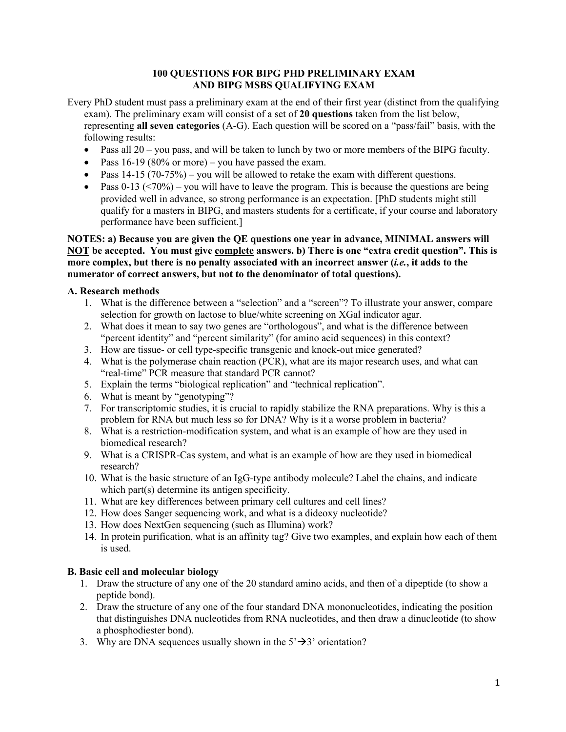# 100 QUESTIONS FOR BIPG PHD PRELIMINARY EXAM AND BIPG MSBS QUALIFYING EXAM

Every PhD student must pass a preliminary exam at the end of their first year (distinct from the qualifying exam). The preliminary exam will consist of a set of **20 questions** taken from the list below, representing **all seven categories** (A-G). Each question will be scored on a "pass/fail" basis, with the following results:

- Pass all 20 – you pass, and will be taken to lunch by two or more members of the BIPG faculty.
- Pass 16-19 (80% or more) – you have passed the exam.
- Pass 14-15 (70-75%) – you will be allowed to retake the exam with different questions.
- Pass 0-13 (<70%) – you will have to leave the program. This is because the questions are being provided well in advance, so strong performance is an expectation. [PhD students might still qualify for a masters in BIPG, and masters students for a certificate, if your course and laboratory performance have been sufficient.]

**NOTES: a) Because you are given the QE questions one year in advance, MINIMAL answers will <u>NOT</u> be accepted. You must give <u>complete</u> answers. b) There is one "extra credit question". This is more complex, but there is no penalty associated with an incorrect answer (*i.e.*, it adds to the numerator of correct answers, but not to the denominator of total questions).**

### A. Research methods

1. What is the difference between a "selection" and a "screen"? To illustrate your answer, compare selection for growth on lactose to blue/white screening on XGal indicator agar.
2. What does it mean to say two genes are "orthologous", and what is the difference between "percent identity" and "percent similarity" (for amino acid sequences) in this context?
3. How are tissue- or cell type-specific transgenic and knock-out mice generated?
4. What is the polymerase chain reaction (PCR), what are its major research uses, and what can "real-time" PCR measure that standard PCR cannot?
5. Explain the terms "biological replication" and "technical replication".
6. What is meant by "genotyping"?
7. For transcriptomic studies, it is crucial to rapidly stabilize the RNA preparations. Why is this a problem for RNA but much less so for DNA? Why is it a worse problem in bacteria?
8. What is a restriction-modification system, and what is an example of how are they used in biomedical research?
9. What is a CRISPR-Cas system, and what is an example of how are they used in biomedical research?
10. What is the basic structure of an IgG-type antibody molecule? Label the chains, and indicate which part(s) determine its antigen specificity.
11. What are key differences between primary cell cultures and cell lines?
12. How does Sanger sequencing work, and what is a dideoxy nucleotide?
13. How does NextGen sequencing (such as Illumina) work?
14. In protein purification, what is an affinity tag? Give two examples, and explain how each of them is used.

### B. Basic cell and molecular biology

1. Draw the structure of any one of the 20 standard amino acids, and then of a dipeptide (to show a peptide bond).
2. Draw the structure of any one of the four standard DNA mononucleotides, indicating the position that distinguishes DNA nucleotides from RNA nucleotides, and then draw a dinucleotide (to show a phosphodiester bond).
3. Why are DNA sequences usually shown in the 5'→3' orientation?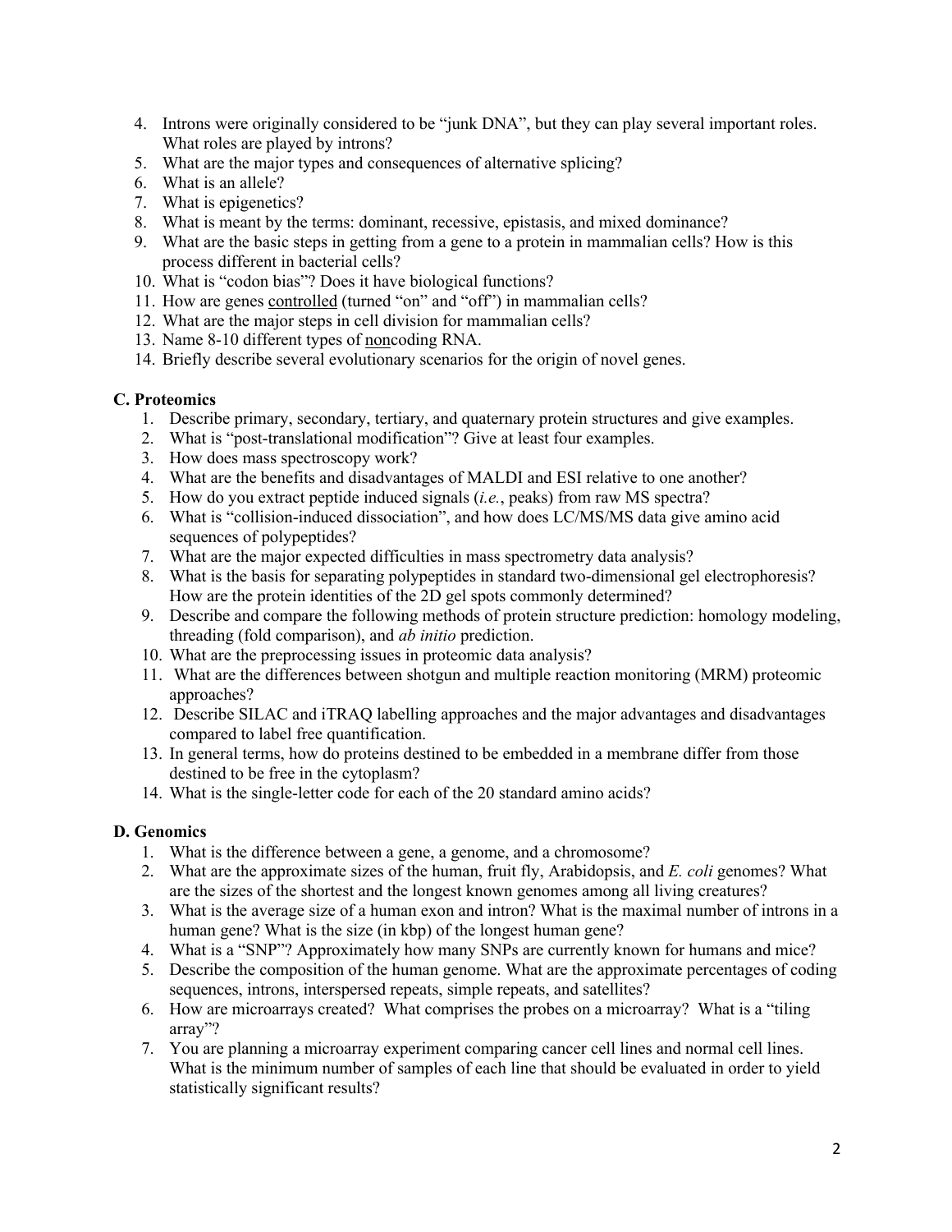4. Introns were originally considered to be "junk DNA", but they can play several important roles. What roles are played by introns?
5. What are the major types and consequences of alternative splicing?
6. What is an allele?
7. What is epigenetics?
8. What is meant by the terms: dominant, recessive, epistasis, and mixed dominance?
9. What are the basic steps in getting from a gene to a protein in mammalian cells? How is this process different in bacterial cells?
10. What is "codon bias"? Does it have biological functions?
11. How are genes <u>controlled</u> (turned "on" and "off") in mammalian cells?
12. What are the major steps in cell division for mammalian cells?
13. Name 8-10 different types of <u>non</u>coding RNA.
14. Briefly describe several evolutionary scenarios for the origin of novel genes.

## C. Proteomics

1. Describe primary, secondary, tertiary, and quaternary protein structures and give examples.
2. What is "post-translational modification"? Give at least four examples.
3. How does mass spectroscopy work?
4. What are the benefits and disadvantages of MALDI and ESI relative to one another?
5. How do you extract peptide induced signals (*i.e.*, peaks) from raw MS spectra?
6. What is "collision-induced dissociation", and how does LC/MS/MS data give amino acid sequences of polypeptides?
7. What are the major expected difficulties in mass spectrometry data analysis?
8. What is the basis for separating polypeptides in standard two-dimensional gel electrophoresis? How are the protein identities of the 2D gel spots commonly determined?
9. Describe and compare the following methods of protein structure prediction: homology modeling, threading (fold comparison), and *ab initio* prediction.
10. What are the preprocessing issues in proteomic data analysis?
11. What are the differences between shotgun and multiple reaction monitoring (MRM) proteomic approaches?
12. Describe SILAC and iTRAQ labelling approaches and the major advantages and disadvantages compared to label free quantification.
13. In general terms, how do proteins destined to be embedded in a membrane differ from those destined to be free in the cytoplasm?
14. What is the single-letter code for each of the 20 standard amino acids?

## D. Genomics

1. What is the difference between a gene, a genome, and a chromosome?
2. What are the approximate sizes of the human, fruit fly, Arabidopsis, and *E. coli* genomes? What are the sizes of the shortest and the longest known genomes among all living creatures?
3. What is the average size of a human exon and intron? What is the maximal number of introns in a human gene? What is the size (in kbp) of the longest human gene?
4. What is a "SNP"? Approximately how many SNPs are currently known for humans and mice?
5. Describe the composition of the human genome. What are the approximate percentages of coding sequences, introns, interspersed repeats, simple repeats, and satellites?
6. How are microarrays created? What comprises the probes on a microarray? What is a "tiling array"?
7. You are planning a microarray experiment comparing cancer cell lines and normal cell lines. What is the minimum number of samples of each line that should be evaluated in order to yield statistically significant results?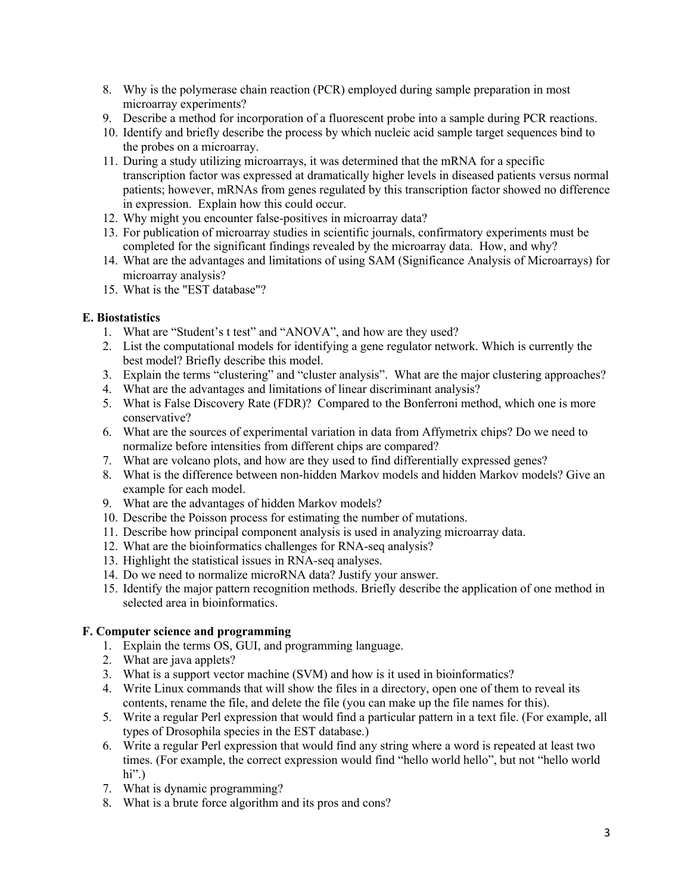8. Why is the polymerase chain reaction (PCR) employed during sample preparation in most microarray experiments?
9. Describe a method for incorporation of a fluorescent probe into a sample during PCR reactions.
10. Identify and briefly describe the process by which nucleic acid sample target sequences bind to the probes on a microarray.
11. During a study utilizing microarrays, it was determined that the mRNA for a specific transcription factor was expressed at dramatically higher levels in diseased patients versus normal patients; however, mRNAs from genes regulated by this transcription factor showed no difference in expression. Explain how this could occur.
12. Why might you encounter false-positives in microarray data?
13. For publication of microarray studies in scientific journals, confirmatory experiments must be completed for the significant findings revealed by the microarray data. How, and why?
14. What are the advantages and limitations of using SAM (Significance Analysis of Microarrays) for microarray analysis?
15. What is the "EST database"?

**E. Biostatistics**

1. What are "Student's t test" and "ANOVA", and how are they used?
2. List the computational models for identifying a gene regulator network. Which is currently the best model? Briefly describe this model.
3. Explain the terms "clustering" and "cluster analysis". What are the major clustering approaches?
4. What are the advantages and limitations of linear discriminant analysis?
5. What is False Discovery Rate (FDR)? Compared to the Bonferroni method, which one is more conservative?
6. What are the sources of experimental variation in data from Affymetrix chips? Do we need to normalize before intensities from different chips are compared?
7. What are volcano plots, and how are they used to find differentially expressed genes?
8. What is the difference between non-hidden Markov models and hidden Markov models? Give an example for each model.
9. What are the advantages of hidden Markov models?
10. Describe the Poisson process for estimating the number of mutations.
11. Describe how principal component analysis is used in analyzing microarray data.
12. What are the bioinformatics challenges for RNA-seq analysis?
13. Highlight the statistical issues in RNA-seq analyses.
14. Do we need to normalize microRNA data? Justify your answer.
15. Identify the major pattern recognition methods. Briefly describe the application of one method in selected area in bioinformatics.

**F. Computer science and programming**

1. Explain the terms OS, GUI, and programming language.
2. What are java applets?
3. What is a support vector machine (SVM) and how is it used in bioinformatics?
4. Write Linux commands that will show the files in a directory, open one of them to reveal its contents, rename the file, and delete the file (you can make up the file names for this).
5. Write a regular Perl expression that would find a particular pattern in a text file. (For example, all types of Drosophila species in the EST database.)
6. Write a regular Perl expression that would find any string where a word is repeated at least two times. (For example, the correct expression would find "hello world hello", but not "hello world hi".)
7. What is dynamic programming?
8. What is a brute force algorithm and its pros and cons?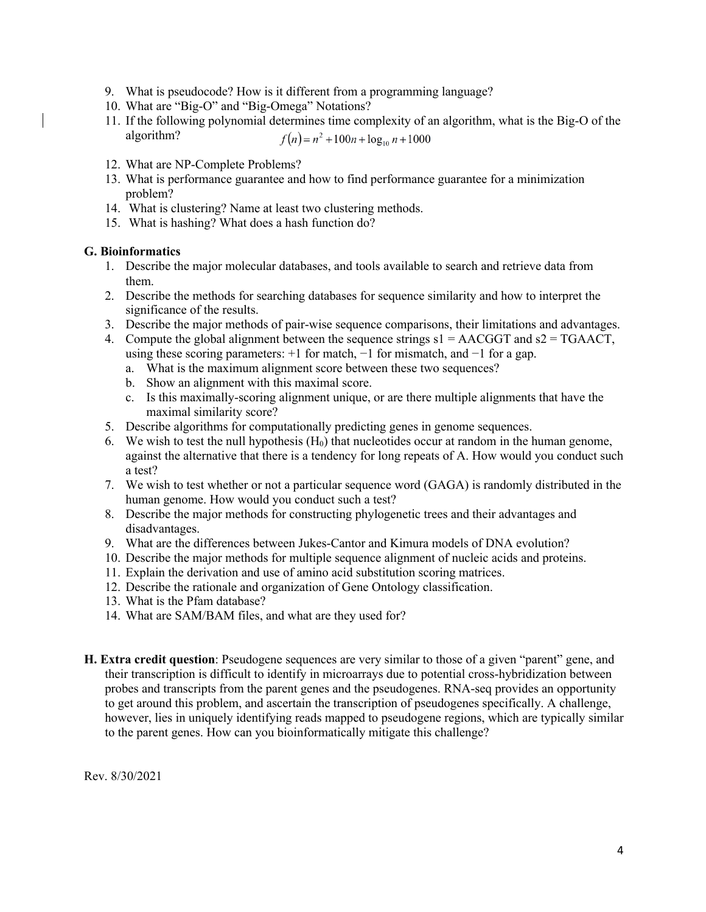9. What is pseudocode? How is it different from a programming language?
10. What are "Big-O" and "Big-Omega" Notations?
11. If the following polynomial determines time complexity of an algorithm, what is the Big-O of the algorithm? $f(n) = n^2 + 100n + \log_{10} n + 1000$
12. What are NP-Complete Problems?
13. What is performance guarantee and how to find performance guarantee for a minimization problem?
14. What is clustering? Name at least two clustering methods.
15. What is hashing? What does a hash function do?

**G. Bioinformatics**

1. Describe the major molecular databases, and tools available to search and retrieve data from them.
2. Describe the methods for searching databases for sequence similarity and how to interpret the significance of the results.
3. Describe the major methods of pair-wise sequence comparisons, their limitations and advantages.
4. Compute the global alignment between the sequence strings s1 = AACGGT and s2 = TGAACT, using these scoring parameters: +1 for match, −1 for mismatch, and −1 for a gap.
   a. What is the maximum alignment score between these two sequences?
   b. Show an alignment with this maximal score.
   c. Is this maximally-scoring alignment unique, or are there multiple alignments that have the maximal similarity score?
5. Describe algorithms for computationally predicting genes in genome sequences.
6. We wish to test the null hypothesis ($H_0$) that nucleotides occur at random in the human genome, against the alternative that there is a tendency for long repeats of A. How would you conduct such a test?
7. We wish to test whether or not a particular sequence word (GAGA) is randomly distributed in the human genome. How would you conduct such a test?
8. Describe the major methods for constructing phylogenetic trees and their advantages and disadvantages.
9. What are the differences between Jukes-Cantor and Kimura models of DNA evolution?
10. Describe the major methods for multiple sequence alignment of nucleic acids and proteins.
11. Explain the derivation and use of amino acid substitution scoring matrices.
12. Describe the rationale and organization of Gene Ontology classification.
13. What is the Pfam database?
14. What are SAM/BAM files, and what are they used for?

**H. Extra credit question**: Pseudogene sequences are very similar to those of a given "parent" gene, and their transcription is difficult to identify in microarrays due to potential cross-hybridization between probes and transcripts from the parent genes and the pseudogenes. RNA-seq provides an opportunity to get around this problem, and ascertain the transcription of pseudogenes specifically. A challenge, however, lies in uniquely identifying reads mapped to pseudogene regions, which are typically similar to the parent genes. How can you bioinformatically mitigate this challenge?

Rev. 8/30/2021